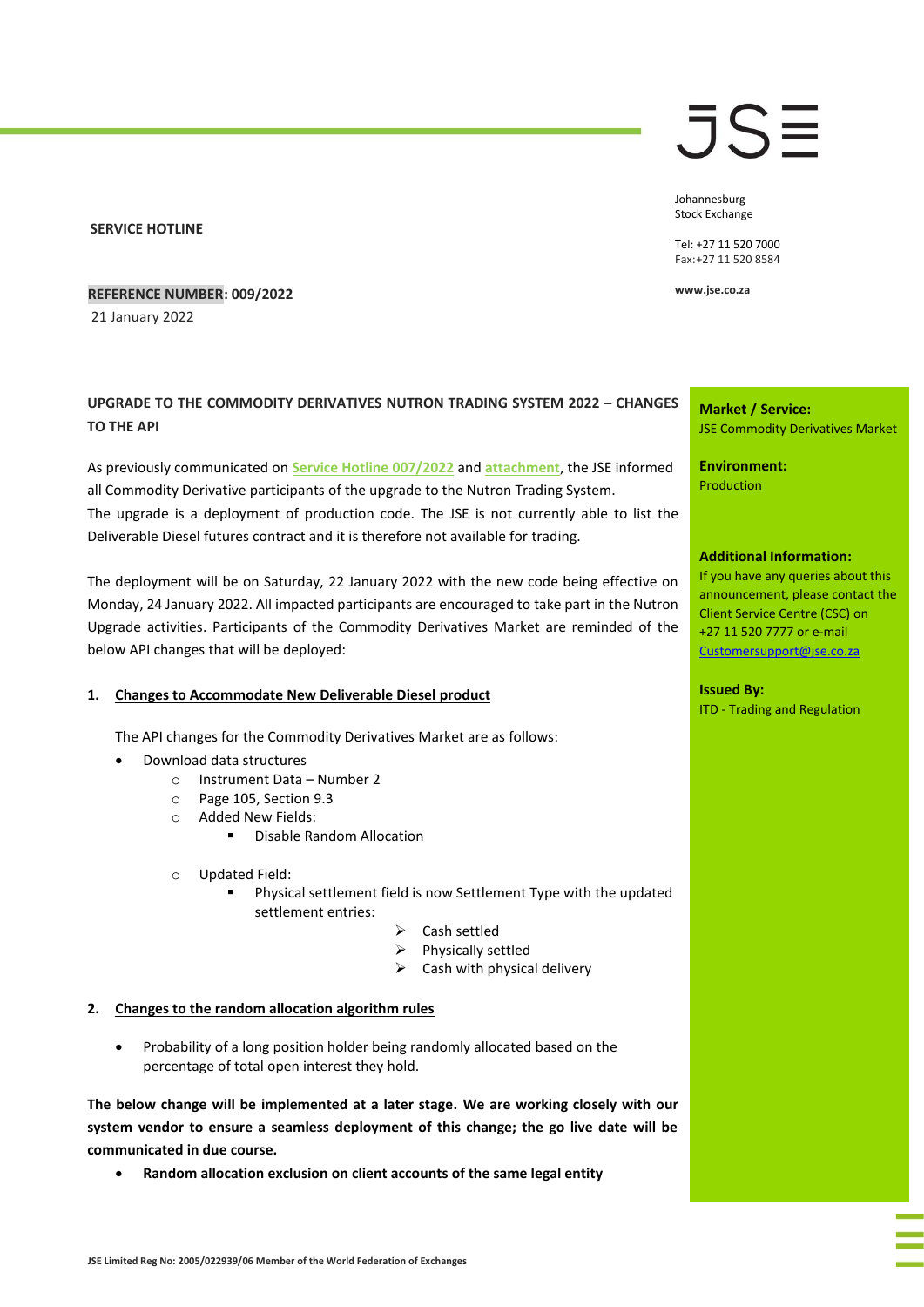Johannesburg
Stock Exchange

Tel: +27 11 520 7000
Fax:+27 11 520 8584

www.jse.co.za

**SERVICE HOTLINE**

**REFERENCE NUMBER: 009/2022**

21 January 2022

**Market / Service:**
JSE Commodity Derivatives Market

**Environment:**
Production

**Additional Information:**
If you have any queries about this announcement, please contact the Client Service Centre (CSC) on +27 11 520 7777 or e-mail Customersupport@jse.co.za

**Issued By:**
ITD - Trading and Regulation

## UPGRADE TO THE COMMODITY DERIVATIVES NUTRON TRADING SYSTEM 2022 – CHANGES TO THE API

As previously communicated on **Service Hotline 007/2022** and **attachment**, the JSE informed all Commodity Derivative participants of the upgrade to the Nutron Trading System. The upgrade is a deployment of production code. The JSE is not currently able to list the Deliverable Diesel futures contract and it is therefore not available for trading.

The deployment will be on Saturday, 22 January 2022 with the new code being effective on Monday, 24 January 2022. All impacted participants are encouraged to take part in the Nutron Upgrade activities. Participants of the Commodity Derivatives Market are reminded of the below API changes that will be deployed:

### 1. Changes to Accommodate New Deliverable Diesel product

The API changes for the Commodity Derivatives Market are as follows:

- Download data structures
  - Instrument Data – Number 2
  - Page 105, Section 9.3
  - Added New Fields:
    - Disable Random Allocation
  - Updated Field:
    - Physical settlement field is now Settlement Type with the updated settlement entries:
      - Cash settled
      - Physically settled
      - Cash with physical delivery

### 2. Changes to the random allocation algorithm rules

- Probability of a long position holder being randomly allocated based on the percentage of total open interest they hold.

**The below change will be implemented at a later stage. We are working closely with our system vendor to ensure a seamless deployment of this change; the go live date will be communicated in due course.**

- **Random allocation exclusion on client accounts of the same legal entity**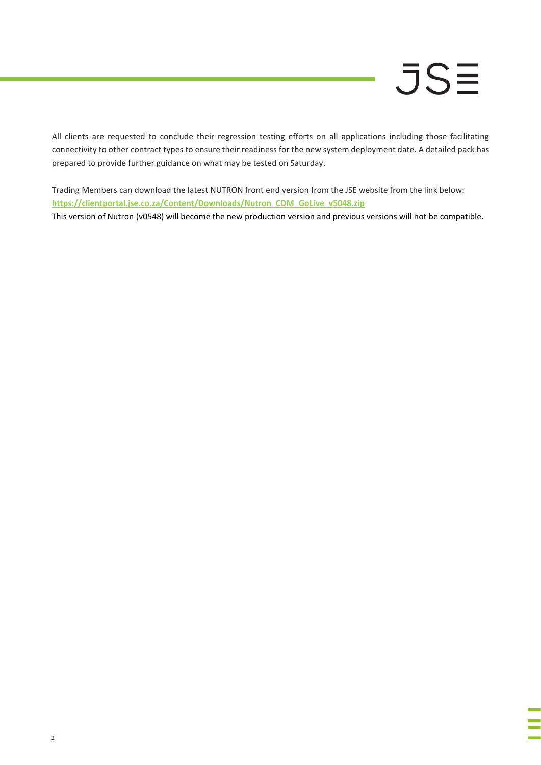All clients are requested to conclude their regression testing efforts on all applications including those facilitating connectivity to other contract types to ensure their readiness for the new system deployment date. A detailed pack has prepared to provide further guidance on what may be tested on Saturday.

Trading Members can download the latest NUTRON front end version from the JSE website from the link below:
**https://clientportal.jse.co.za/Content/Downloads/Nutron_CDM_GoLive_v5048.zip**
This version of Nutron (v0548) will become the new production version and previous versions will not be compatible.